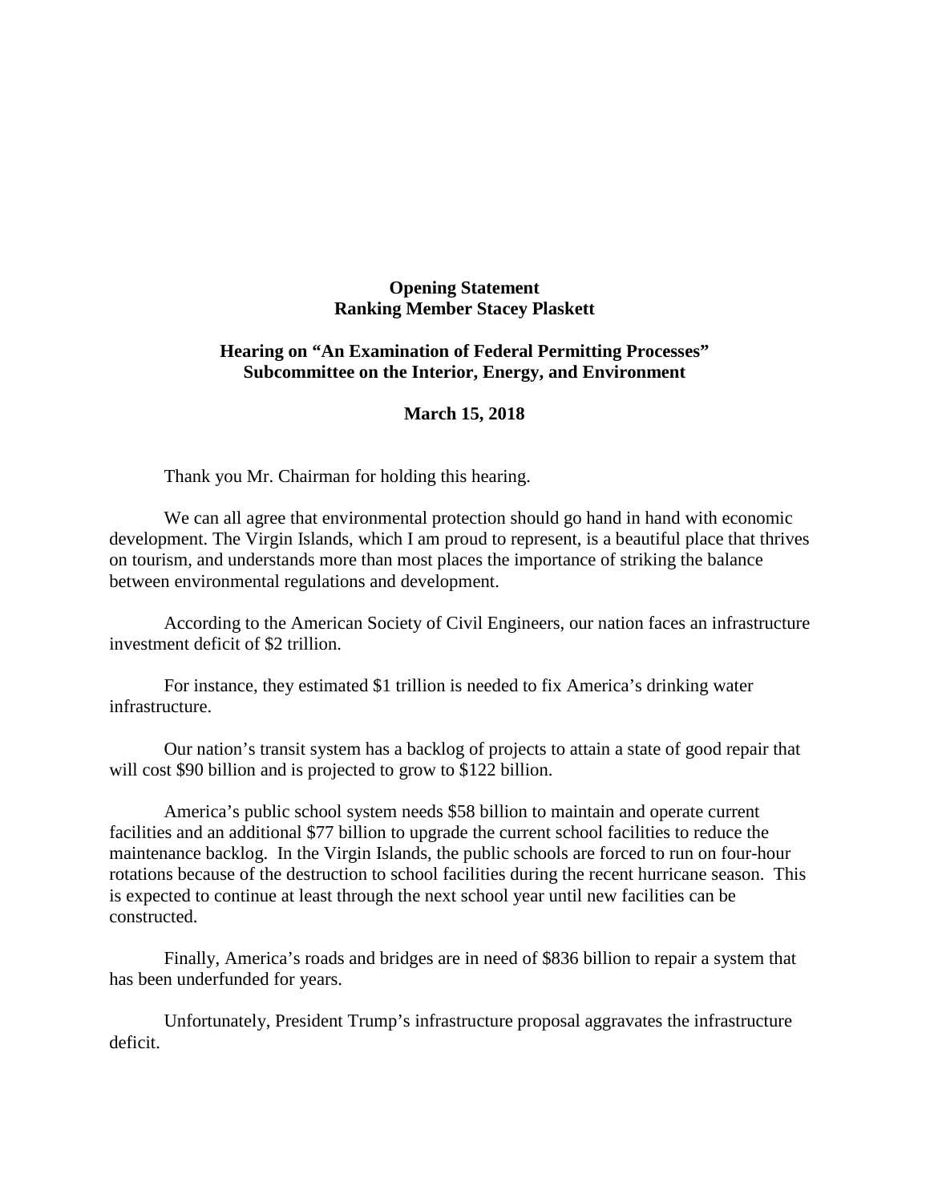**Opening Statement**
**Ranking Member Stacey Plaskett**

**Hearing on "An Examination of Federal Permitting Processes"**
**Subcommittee on the Interior, Energy, and Environment**

**March 15, 2018**

Thank you Mr. Chairman for holding this hearing.

We can all agree that environmental protection should go hand in hand with economic development. The Virgin Islands, which I am proud to represent, is a beautiful place that thrives on tourism, and understands more than most places the importance of striking the balance between environmental regulations and development.

According to the American Society of Civil Engineers, our nation faces an infrastructure investment deficit of $2 trillion.

For instance, they estimated $1 trillion is needed to fix America's drinking water infrastructure.

Our nation's transit system has a backlog of projects to attain a state of good repair that will cost $90 billion and is projected to grow to $122 billion.

America's public school system needs $58 billion to maintain and operate current facilities and an additional $77 billion to upgrade the current school facilities to reduce the maintenance backlog. In the Virgin Islands, the public schools are forced to run on four-hour rotations because of the destruction to school facilities during the recent hurricane season. This is expected to continue at least through the next school year until new facilities can be constructed.

Finally, America's roads and bridges are in need of $836 billion to repair a system that has been underfunded for years.

Unfortunately, President Trump's infrastructure proposal aggravates the infrastructure deficit.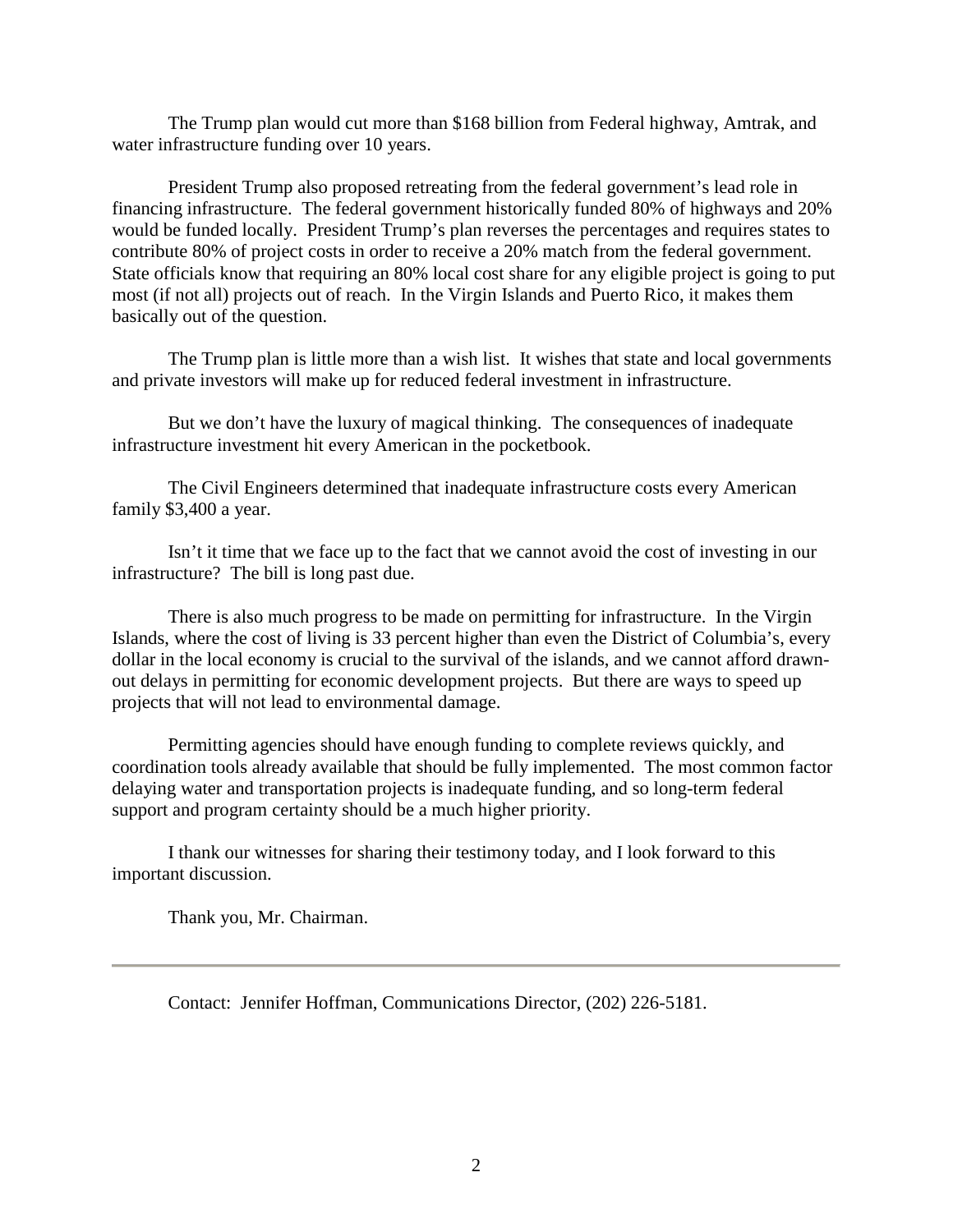The Trump plan would cut more than $168 billion from Federal highway, Amtrak, and water infrastructure funding over 10 years.

President Trump also proposed retreating from the federal government's lead role in financing infrastructure. The federal government historically funded 80% of highways and 20% would be funded locally. President Trump's plan reverses the percentages and requires states to contribute 80% of project costs in order to receive a 20% match from the federal government. State officials know that requiring an 80% local cost share for any eligible project is going to put most (if not all) projects out of reach. In the Virgin Islands and Puerto Rico, it makes them basically out of the question.

The Trump plan is little more than a wish list. It wishes that state and local governments and private investors will make up for reduced federal investment in infrastructure.

But we don't have the luxury of magical thinking. The consequences of inadequate infrastructure investment hit every American in the pocketbook.

The Civil Engineers determined that inadequate infrastructure costs every American family $3,400 a year.

Isn't it time that we face up to the fact that we cannot avoid the cost of investing in our infrastructure? The bill is long past due.

There is also much progress to be made on permitting for infrastructure. In the Virgin Islands, where the cost of living is 33 percent higher than even the District of Columbia's, every dollar in the local economy is crucial to the survival of the islands, and we cannot afford drawn-out delays in permitting for economic development projects. But there are ways to speed up projects that will not lead to environmental damage.

Permitting agencies should have enough funding to complete reviews quickly, and coordination tools already available that should be fully implemented. The most common factor delaying water and transportation projects is inadequate funding, and so long-term federal support and program certainty should be a much higher priority.

I thank our witnesses for sharing their testimony today, and I look forward to this important discussion.

Thank you, Mr. Chairman.

---

Contact: Jennifer Hoffman, Communications Director, (202) 226-5181.